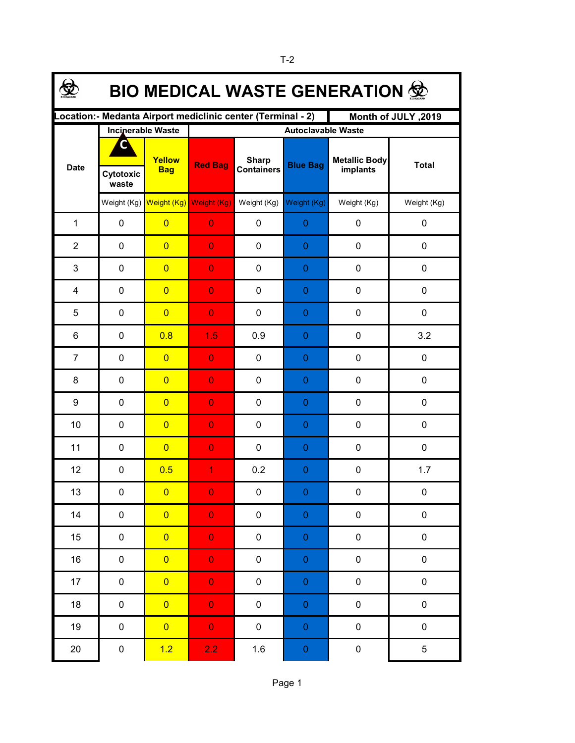# BIO MEDICAL WASTE GENERATION

**Location:- Medanta Airport mediclinic center (Terminal - 2)** | **Month of JULY ,2019**

| Date | Incinerable Waste | | Autoclavable Waste | | | | Total |
|---|---|---|---|---|---|---|---|
| | Cytotoxic waste | Yellow Bag | Red Bag | Sharp Containers | Blue Bag | Metallic Body implants | Total |
| | Weight (Kg) | Weight (Kg) | Weight (Kg) | Weight (Kg) | Weight (Kg) | Weight (Kg) | Weight (Kg) |
| 1 | 0 | 0 | 0 | 0 | 0 | 0 | 0 |
| 2 | 0 | 0 | 0 | 0 | 0 | 0 | 0 |
| 3 | 0 | 0 | 0 | 0 | 0 | 0 | 0 |
| 4 | 0 | 0 | 0 | 0 | 0 | 0 | 0 |
| 5 | 0 | 0 | 0 | 0 | 0 | 0 | 0 |
| 6 | 0 | 0.8 | 1.5 | 0.9 | 0 | 0 | 3.2 |
| 7 | 0 | 0 | 0 | 0 | 0 | 0 | 0 |
| 8 | 0 | 0 | 0 | 0 | 0 | 0 | 0 |
| 9 | 0 | 0 | 0 | 0 | 0 | 0 | 0 |
| 10 | 0 | 0 | 0 | 0 | 0 | 0 | 0 |
| 11 | 0 | 0 | 0 | 0 | 0 | 0 | 0 |
| 12 | 0 | 0.5 | 1 | 0.2 | 0 | 0 | 1.7 |
| 13 | 0 | 0 | 0 | 0 | 0 | 0 | 0 |
| 14 | 0 | 0 | 0 | 0 | 0 | 0 | 0 |
| 15 | 0 | 0 | 0 | 0 | 0 | 0 | 0 |
| 16 | 0 | 0 | 0 | 0 | 0 | 0 | 0 |
| 17 | 0 | 0 | 0 | 0 | 0 | 0 | 0 |
| 18 | 0 | 0 | 0 | 0 | 0 | 0 | 0 |
| 19 | 0 | 0 | 0 | 0 | 0 | 0 | 0 |
| 20 | 0 | 1.2 | 2.2 | 1.6 | 0 | 0 | 5 |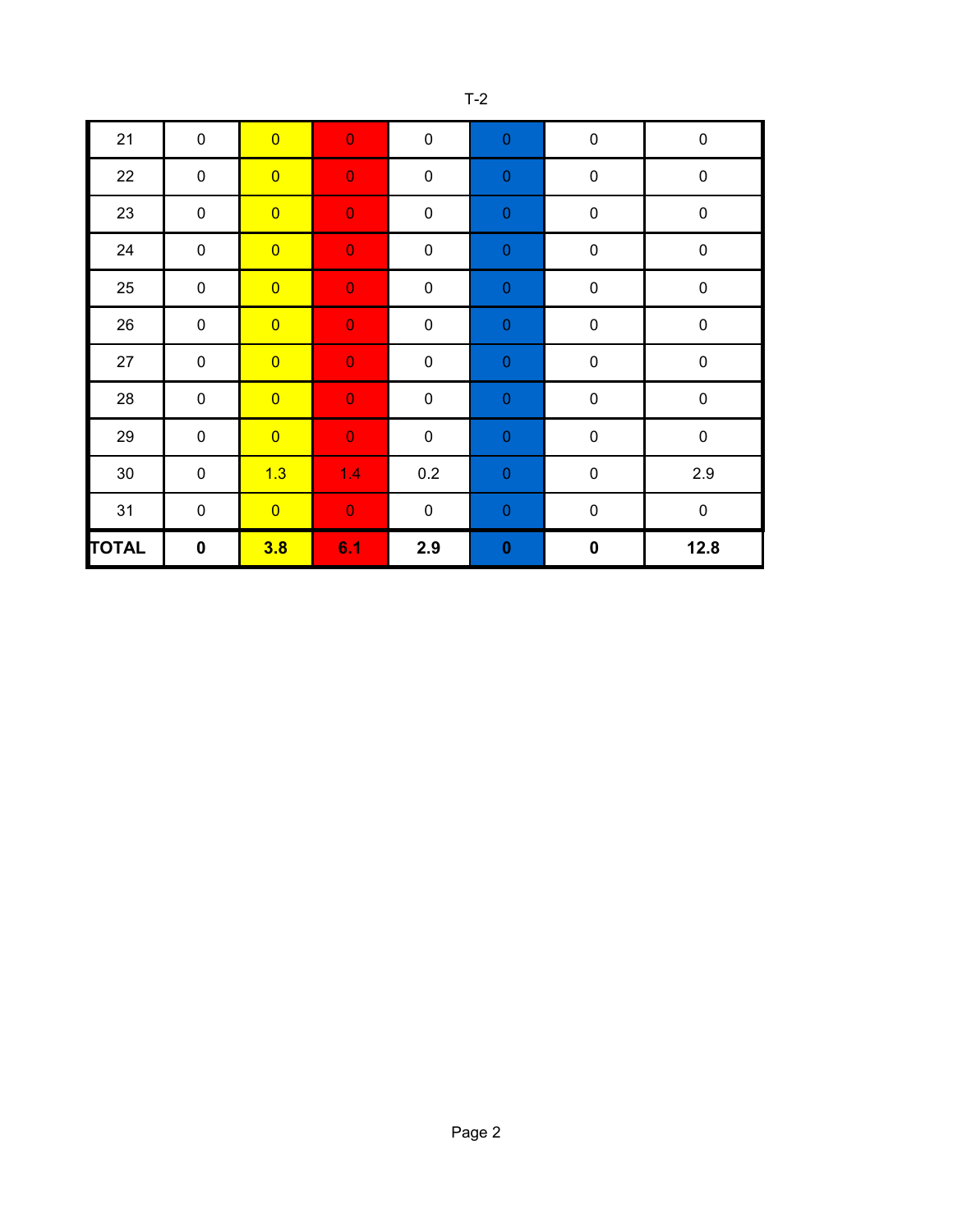T-2

| | | | | | | | |
|---|---|---|---|---|---|---|---|
| 21 | 0 | 0 | 0 | 0 | 0 | 0 | 0 |
| 22 | 0 | 0 | 0 | 0 | 0 | 0 | 0 |
| 23 | 0 | 0 | 0 | 0 | 0 | 0 | 0 |
| 24 | 0 | 0 | 0 | 0 | 0 | 0 | 0 |
| 25 | 0 | 0 | 0 | 0 | 0 | 0 | 0 |
| 26 | 0 | 0 | 0 | 0 | 0 | 0 | 0 |
| 27 | 0 | 0 | 0 | 0 | 0 | 0 | 0 |
| 28 | 0 | 0 | 0 | 0 | 0 | 0 | 0 |
| 29 | 0 | 0 | 0 | 0 | 0 | 0 | 0 |
| 30 | 0 | 1.3 | 1.4 | 0.2 | 0 | 0 | 2.9 |
| 31 | 0 | 0 | 0 | 0 | 0 | 0 | 0 |
| **TOTAL** | **0** | **3.8** | **6.1** | **2.9** | **0** | **0** | **12.8** |